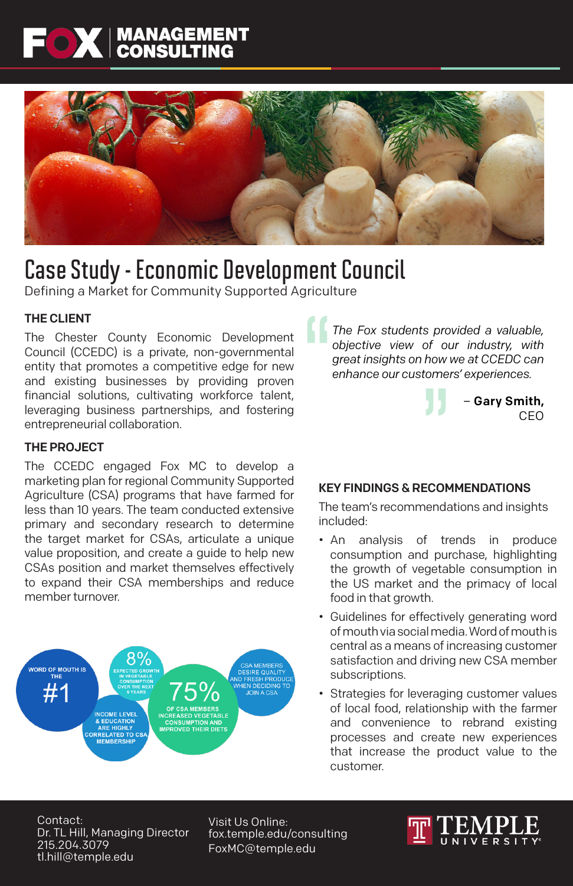FOX | MANAGEMENT CONSULTING

# Case Study - Economic Development Council

Defining a Market for Community Supported Agriculture

### THE CLIENT

The Chester County Economic Development Council (CCEDC) is a private, non-governmental entity that promotes a competitive edge for new and existing businesses by providing proven financial solutions, cultivating workforce talent, leveraging business partnerships, and fostering entrepreneurial collaboration.

### THE PROJECT

The CCEDC engaged Fox MC to develop a marketing plan for regional Community Supported Agriculture (CSA) programs that have farmed for less than 10 years. The team conducted extensive primary and secondary research to determine the target market for CSAs, articulate a unique value proposition, and create a guide to help new CSAs position and market themselves effectively to expand their CSA memberships and reduce member turnover.

- WORD OF MOUTH IS THE #1
- 8% EXPECTED GROWTH IN VEGETABLE CONSUMPTION OVER THE NEXT 5 YEARS
- 75% OF CSA MEMBERS INCREASED VEGETABLE CONSUMPTION AND IMPROVED THEIR DIETS
- CSA MEMBERS DESIRE QUALITY AND FRESH PRODUCE WHEN DECIDING TO JOIN A CSA
- INCOME LEVEL & EDUCATION ARE HIGHLY CORRELATED TO CSA MEMBERSHIP

> *The Fox students provided a valuable, objective view of our industry, with great insights on how we at CCEDC can enhance our customers' experiences.*
>
> – **Gary Smith,** CEO

### KEY FINDINGS & RECOMMENDATIONS

The team's recommendations and insights included:

- An analysis of trends in produce consumption and purchase, highlighting the growth of vegetable consumption in the US market and the primacy of local food in that growth.
- Guidelines for effectively generating word of mouth via social media. Word of mouth is central as a means of increasing customer satisfaction and driving new CSA member subscriptions.
- Strategies for leveraging customer values of local food, relationship with the farmer and convenience to rebrand existing processes and create new experiences that increase the product value to the customer.

Contact:
Dr. TL Hill, Managing Director
215.204.3079
tl.hill@temple.edu

Visit Us Online:
fox.temple.edu/consulting
FoxMC@temple.edu

TEMPLE UNIVERSITY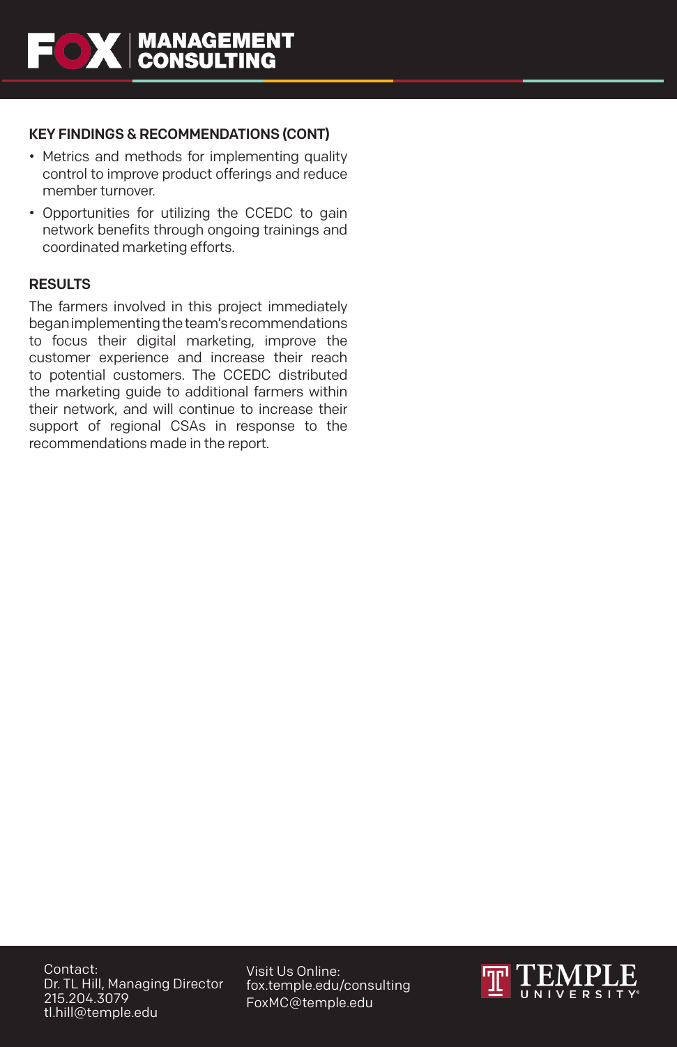**FOX | MANAGEMENT CONSULTING**

## KEY FINDINGS & RECOMMENDATIONS (CONT)

- Metrics and methods for implementing quality control to improve product offerings and reduce member turnover.
- Opportunities for utilizing the CCEDC to gain network benefits through ongoing trainings and coordinated marketing efforts.

## RESULTS

The farmers involved in this project immediately began implementing the team's recommendations to focus their digital marketing, improve the customer experience and increase their reach to potential customers. The CCEDC distributed the marketing guide to additional farmers within their network, and will continue to increase their support of regional CSAs in response to the recommendations made in the report.

Contact:
Dr. TL Hill, Managing Director
215.204.3079
tl.hill@temple.edu

Visit Us Online:
fox.temple.edu/consulting
FoxMC@temple.edu

TEMPLE UNIVERSITY